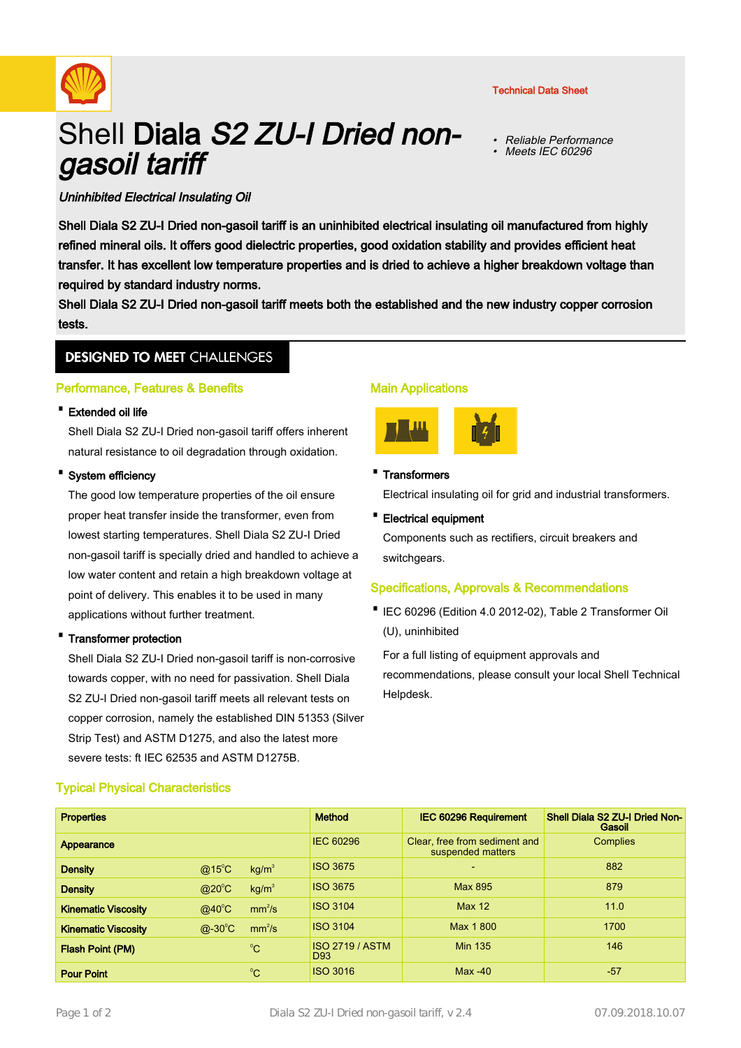Technical Data Sheet

# Shell **Diala** *S2 ZU-I Dried non-gasoil tariff*

- *Reliable Performance*
- *Meets IEC 60296*

***Uninhibited Electrical Insulating Oil***

**Shell Diala S2 ZU-I Dried non-gasoil tariff is an uninhibited electrical insulating oil manufactured from highly refined mineral oils. It offers good dielectric properties, good oxidation stability and provides efficient heat transfer. It has excellent low temperature properties and is dried to achieve a higher breakdown voltage than required by standard industry norms.**

**Shell Diala S2 ZU-I Dried non-gasoil tariff meets both the established and the new industry copper corrosion tests.**

## DESIGNED TO MEET CHALLENGES

### Performance, Features & Benefits

- **Extended oil life**

  Shell Diala S2 ZU-I Dried non-gasoil tariff offers inherent natural resistance to oil degradation through oxidation.

- **System efficiency**

  The good low temperature properties of the oil ensure proper heat transfer inside the transformer, even from lowest starting temperatures. Shell Diala S2 ZU-I Dried non-gasoil tariff is specially dried and handled to achieve a low water content and retain a high breakdown voltage at point of delivery. This enables it to be used in many applications without further treatment.

- **Transformer protection**

  Shell Diala S2 ZU-I Dried non-gasoil tariff is non-corrosive towards copper, with no need for passivation. Shell Diala S2 ZU-I Dried non-gasoil tariff meets all relevant tests on copper corrosion, namely the established DIN 51353 (Silver Strip Test) and ASTM D1275, and also the latest more severe tests: ft IEC 62535 and ASTM D1275B.

### Main Applications

- **Transformers**

  Electrical insulating oil for grid and industrial transformers.

- **Electrical equipment**

  Components such as rectifiers, circuit breakers and switchgears.

### Specifications, Approvals & Recommendations

- IEC 60296 (Edition 4.0 2012-02), Table 2 Transformer Oil (U), uninhibited

For a full listing of equipment approvals and recommendations, please consult your local Shell Technical Helpdesk.

### Typical Physical Characteristics

| Properties | | | Method | IEC 60296 Requirement | Shell Diala S2 ZU-I Dried Non-Gasoil |
|---|---|---|---|---|---|
| Appearance | | | IEC 60296 | Clear, free from sediment and suspended matters | Complies |
| Density | @15°C | $kg/m^3$ | ISO 3675 | - | 882 |
| Density | @20°C | $kg/m^3$ | ISO 3675 | Max 895 | 879 |
| Kinematic Viscosity | @40°C | $mm^2/s$ | ISO 3104 | Max 12 | 11.0 |
| Kinematic Viscosity | @-30°C | $mm^2/s$ | ISO 3104 | Max 1 800 | 1700 |
| Flash Point (PM) | | °C | ISO 2719 / ASTM D93 | Min 135 | 146 |
| Pour Point | | °C | ISO 3016 | Max -40 | -57 |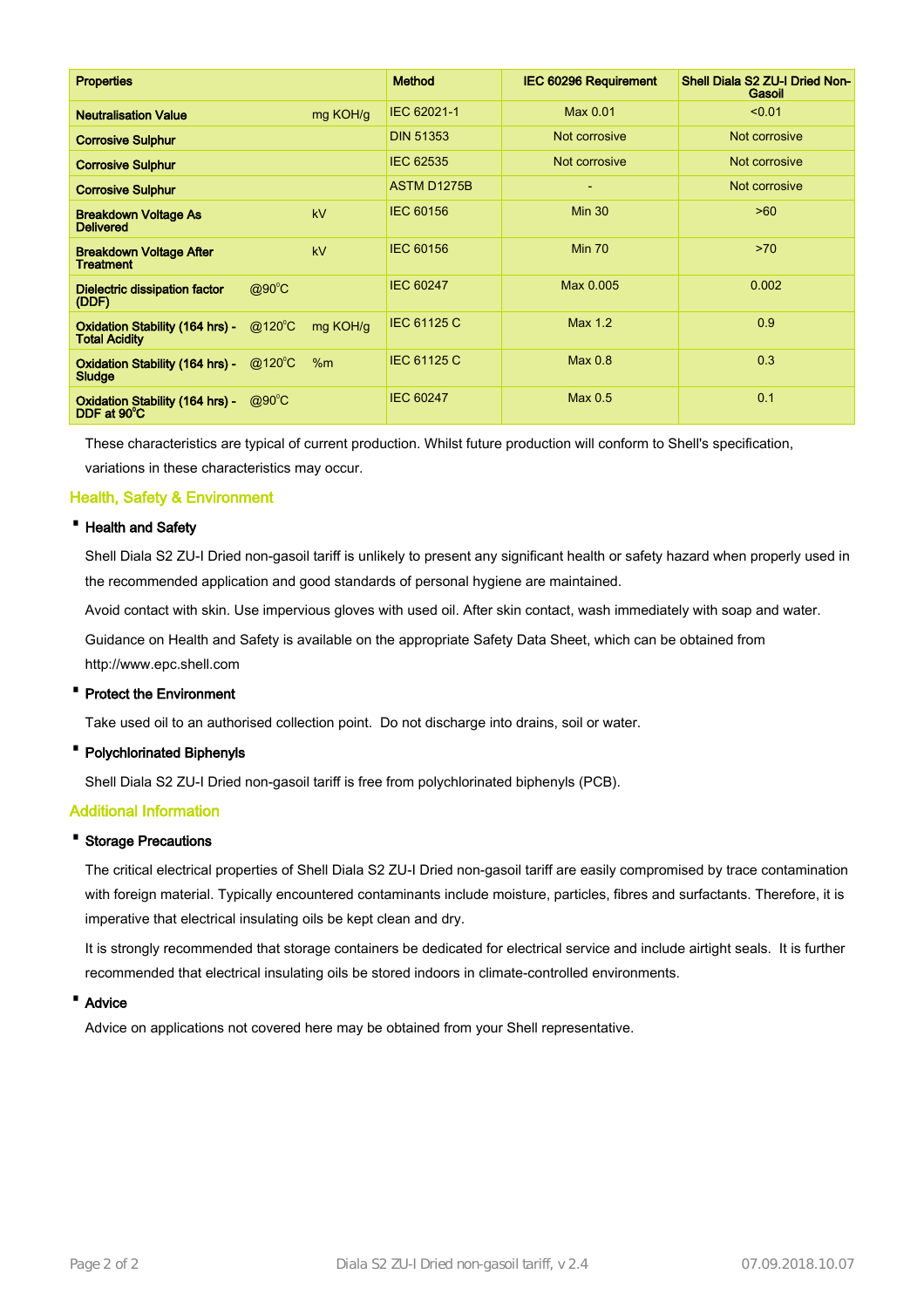| Properties | | | Method | IEC 60296 Requirement | Shell Diala S2 ZU-I Dried Non-Gasoil |
|---|---|---|---|---|---|
| Neutralisation Value | | mg KOH/g | IEC 62021-1 | Max 0.01 | <0.01 |
| Corrosive Sulphur | | | DIN 51353 | Not corrosive | Not corrosive |
| Corrosive Sulphur | | | IEC 62535 | Not corrosive | Not corrosive |
| Corrosive Sulphur | | | ASTM D1275B | - | Not corrosive |
| Breakdown Voltage As Delivered | | kV | IEC 60156 | Min 30 | >60 |
| Breakdown Voltage After Treatment | | kV | IEC 60156 | Min 70 | >70 |
| Dielectric dissipation factor (DDF) | @90°C | | IEC 60247 | Max 0.005 | 0.002 |
| Oxidation Stability (164 hrs) - Total Acidity | @120°C | mg KOH/g | IEC 61125 C | Max 1.2 | 0.9 |
| Oxidation Stability (164 hrs) - Sludge | @120°C | %m | IEC 61125 C | Max 0.8 | 0.3 |
| Oxidation Stability (164 hrs) - DDF at 90°C | @90°C | | IEC 60247 | Max 0.5 | 0.1 |

These characteristics are typical of current production. Whilst future production will conform to Shell's specification, variations in these characteristics may occur.

## Health, Safety & Environment

- **Health and Safety**

Shell Diala S2 ZU-I Dried non-gasoil tariff is unlikely to present any significant health or safety hazard when properly used in the recommended application and good standards of personal hygiene are maintained.

Avoid contact with skin. Use impervious gloves with used oil. After skin contact, wash immediately with soap and water.

Guidance on Health and Safety is available on the appropriate Safety Data Sheet, which can be obtained from http://www.epc.shell.com

- **Protect the Environment**

Take used oil to an authorised collection point. Do not discharge into drains, soil or water.

- **Polychlorinated Biphenyls**

Shell Diala S2 ZU-I Dried non-gasoil tariff is free from polychlorinated biphenyls (PCB).

## Additional Information

- **Storage Precautions**

The critical electrical properties of Shell Diala S2 ZU-I Dried non-gasoil tariff are easily compromised by trace contamination with foreign material. Typically encountered contaminants include moisture, particles, fibres and surfactants. Therefore, it is imperative that electrical insulating oils be kept clean and dry.

It is strongly recommended that storage containers be dedicated for electrical service and include airtight seals. It is further recommended that electrical insulating oils be stored indoors in climate-controlled environments.

- **Advice**

Advice on applications not covered here may be obtained from your Shell representative.